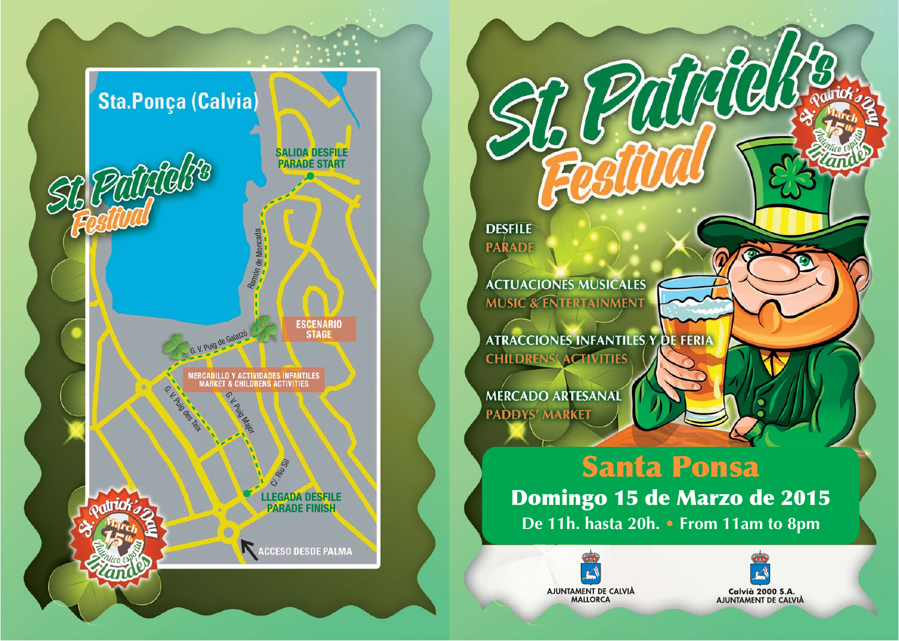# Sta.Ponça (Calvia)

## St. Patrick's Festival

SALIDA DESFILE
PARADE START

Ramón de Moncada

ESCENARIO
STAGE

G. V. Puig de Galatzó

MERCADILLO Y ACTIVIDADES INFANTILES
MARKET & CHILDRENS ACTIVITIES

G. V. Puig des Teix

G. V. Puig Major

C/. Riu Sil

LLEGADA DESFILE
PARADE FINISH

ACCESO DESDE PALMA

St. Patrick's Day
March 15th
Auténtico espíritu Irlandés

# St. Patrick's Festival

St. Patrick's Day
March 15th
Auténtico espíritu Irlandés

DESFILE
PARADE

ACTUACIONES MUSICALES
MUSIC & ENTERTAINMENT

ATRACCIONES INFANTILES Y DE FERIA
CHILDRENS' ACTIVITIES

MERCADO ARTESANAL
PADDYS' MARKET

## Santa Ponsa

**Domingo 15 de Marzo de 2015**

**De 11h. hasta 20h. • From 11am to 8pm**

AJUNTAMENT DE CALVIÀ
MALLORCA

Calvià 2000 S.A.
AJUNTAMENT DE CALVIÀ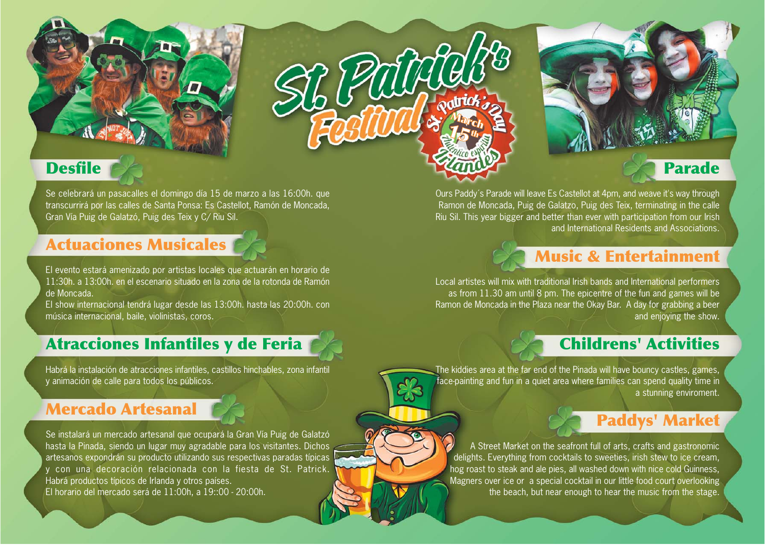# St. Patrick's Festival

St. Patrick's Day
March 15th
Auténtico espíritu Irlandés

## Desfile

Se celebrará un pasacalles el domingo día 15 de marzo a las 16:00h. que transcurrirá por las calles de Santa Ponsa: Es Castellot, Ramón de Moncada, Gran Vía Puig de Galatzó, Puig des Teix y C/ Riu Sil.

## Actuaciones Musicales

El evento estará amenizado por artistas locales que actuarán en horario de 11:30h. a 13:00h. en el escenario situado en la zona de la rotonda de Ramón de Moncada.
El show internacional tendrá lugar desde las 13:00h. hasta las 20:00h. con música internacional, baile, violinistas, coros.

## Atracciones Infantiles y de Feria

Habrá la instalación de atracciones infantiles, castillos hinchables, zona infantil y animación de calle para todos los públicos.

## Mercado Artesanal

Se instalará un mercado artesanal que ocupará la Gran Vía Puig de Galatzó hasta la Pinada, siendo un lugar muy agradable para los visitantes. Dichos artesanos expondrán su producto utilizando sus respectivas paradas típicas y con una decoración relacionada con la fiesta de St. Patrick. Habrá productos típicos de Irlanda y otros países.
El horario del mercado será de 11:00h, a 19::00 - 20:00h.

## Parade

Ours Paddy´s Parade will leave Es Castellot at 4pm, and weave it's way through Ramon de Moncada, Puig de Galatzo, Puig des Teix, terminating in the calle Riu Sil. This year bigger and better than ever with participation from our Irish and International Residents and Associations.

## Music & Entertainment

Local artistes will mix with traditional Irish bands and International performers as from 11.30 am until 8 pm. The epicentre of the fun and games will be Ramon de Moncada in the Plaza near the Okay Bar. A day for grabbing a beer and enjoying the show.

## Childrens' Activities

The kiddies area at the far end of the Pinada will have bouncy castles, games, face-painting and fun in a quiet area where families can spend quality time in a stunning enviroment.

## Paddys' Market

A Street Market on the seafront full of arts, crafts and gastronomic delights. Everything from cocktails to sweeties, irish stew to ice cream, hog roast to steak and ale pies, all washed down with nice cold Guinness, Magners over ice or a special cocktail in our little food court overlooking the beach, but near enough to hear the music from the stage.